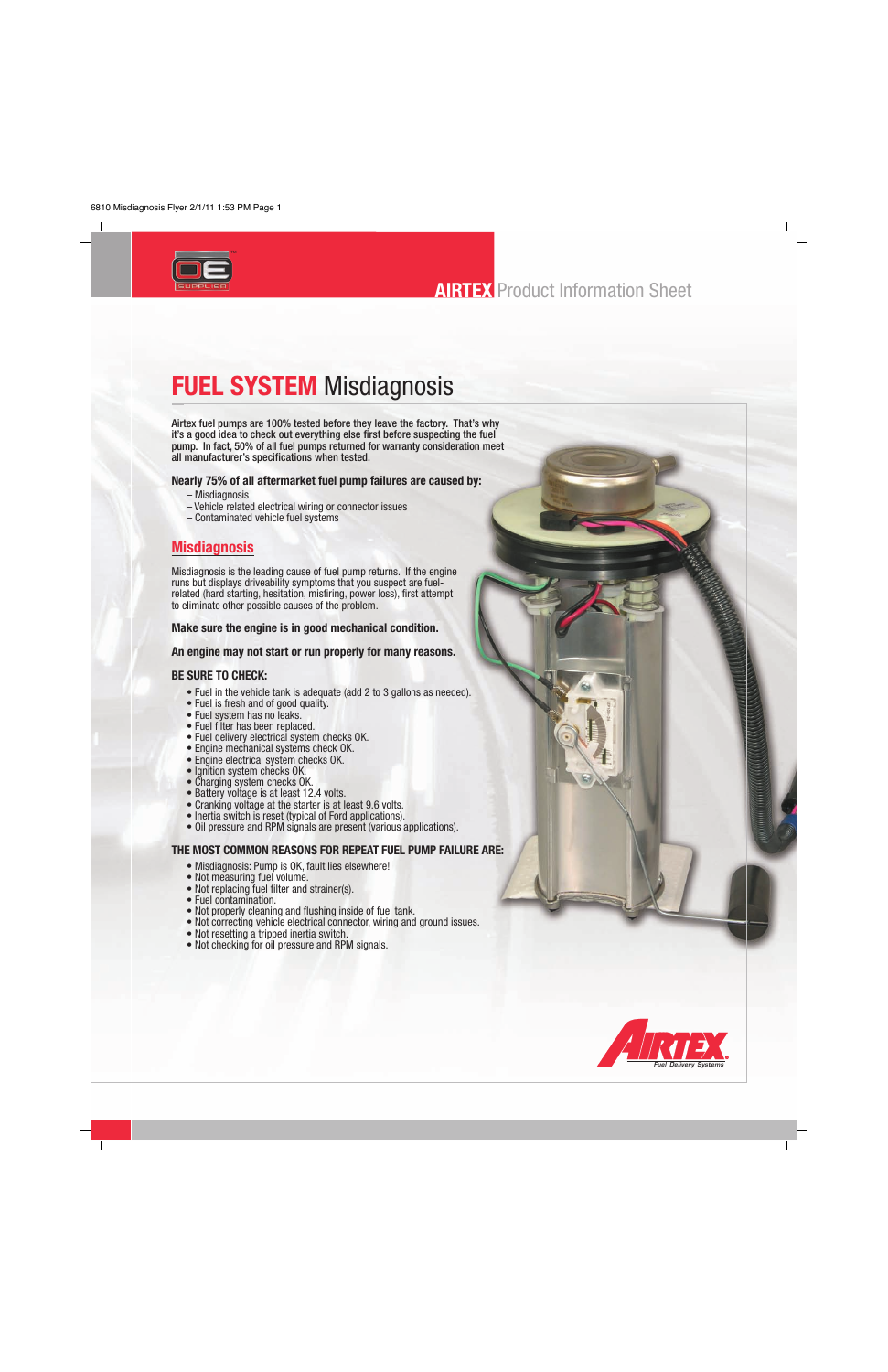AIRTEX Product Information Sheet

# FUEL SYSTEM Misdiagnosis

**Airtex fuel pumps are 100% tested before they leave the factory. That's why it's a good idea to check out everything else first before suspecting the fuel pump. In fact, 50% of all fuel pumps returned for warranty consideration meet all manufacturer's specifications when tested.**

**Nearly 75% of all aftermarket fuel pump failures are caused by:**

- Misdiagnosis
- Vehicle related electrical wiring or connector issues
- Contaminated vehicle fuel systems

## Misdiagnosis

Misdiagnosis is the leading cause of fuel pump returns. If the engine runs but displays driveability symptoms that you suspect are fuel-related (hard starting, hesitation, misfiring, power loss), first attempt to eliminate other possible causes of the problem.

**Make sure the engine is in good mechanical condition.**

**An engine may not start or run properly for many reasons.**

**BE SURE TO CHECK:**

- Fuel in the vehicle tank is adequate (add 2 to 3 gallons as needed).
- Fuel is fresh and of good quality.
- Fuel system has no leaks.
- Fuel filter has been replaced.
- Fuel delivery electrical system checks OK.
- Engine mechanical systems check OK.
- Engine electrical system checks OK.
- Ignition system checks OK.
- Charging system checks OK.
- Battery voltage is at least 12.4 volts.
- Cranking voltage at the starter is at least 9.6 volts.
- Inertia switch is reset (typical of Ford applications).
- Oil pressure and RPM signals are present (various applications).

**THE MOST COMMON REASONS FOR REPEAT FUEL PUMP FAILURE ARE:**

- Misdiagnosis: Pump is OK, fault lies elsewhere!
- Not measuring fuel volume.
- Not replacing fuel filter and strainer(s).
- Fuel contamination.
- Not properly cleaning and flushing inside of fuel tank.
- Not correcting vehicle electrical connector, wiring and ground issues.
- Not resetting a tripped inertia switch.
- Not checking for oil pressure and RPM signals.

AIRTEX Fuel Delivery Systems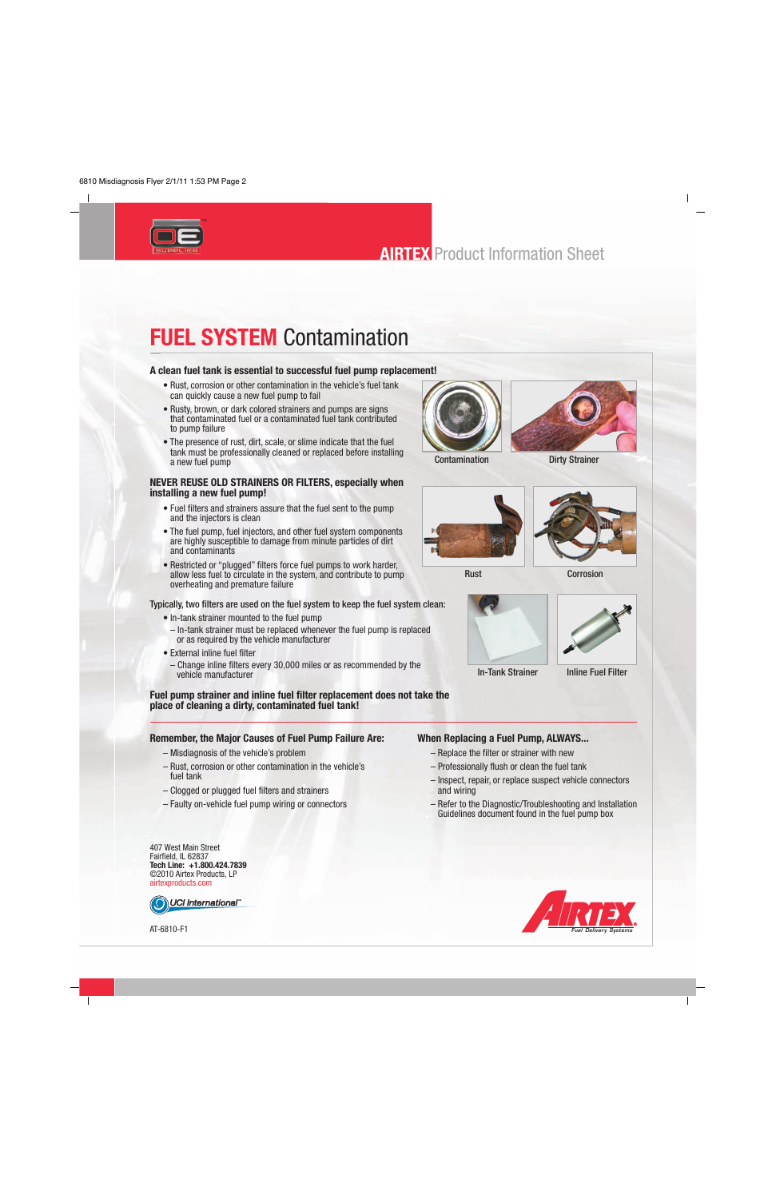**AIRTEX** Product Information Sheet

# FUEL SYSTEM Contamination

**A clean fuel tank is essential to successful fuel pump replacement!**

- Rust, corrosion or other contamination in the vehicle's fuel tank can quickly cause a new fuel pump to fail
- Rusty, brown, or dark colored strainers and pumps are signs that contaminated fuel or a contaminated fuel tank contributed to pump failure
- The presence of rust, dirt, scale, or slime indicate that the fuel tank must be professionally cleaned or replaced before installing a new fuel pump

Contamination

Dirty Strainer

**NEVER REUSE OLD STRAINERS OR FILTERS, especially when installing a new fuel pump!**

- Fuel filters and strainers assure that the fuel sent to the pump and the injectors is clean
- The fuel pump, fuel injectors, and other fuel system components are highly susceptible to damage from minute particles of dirt and contaminants
- Restricted or "plugged" filters force fuel pumps to work harder, allow less fuel to circulate in the system, and contribute to pump overheating and premature failure

Rust

Corrosion

Typically, two filters are used on the fuel system to keep the fuel system clean:

- In-tank strainer mounted to the fuel pump
  - In-tank strainer must be replaced whenever the fuel pump is replaced or as required by the vehicle manufacturer
- External inline fuel filter
  - Change inline filters every 30,000 miles or as recommended by the vehicle manufacturer

In-Tank Strainer

Inline Fuel Filter

**Fuel pump strainer and inline fuel filter replacement does not take the place of cleaning a dirty, contaminated fuel tank!**

**Remember, the Major Causes of Fuel Pump Failure Are:**

- Misdiagnosis of the vehicle's problem
- Rust, corrosion or other contamination in the vehicle's fuel tank
- Clogged or plugged fuel filters and strainers
- Faulty on-vehicle fuel pump wiring or connectors

**When Replacing a Fuel Pump, ALWAYS...**

- Replace the filter or strainer with new
- Professionally flush or clean the fuel tank
- Inspect, repair, or replace suspect vehicle connectors and wiring
- Refer to the Diagnostic/Troubleshooting and Installation Guidelines document found in the fuel pump box

407 West Main Street
Fairfield, IL 62837
**Tech Line: +1.800.424.7839**
©2010 Airtex Products, LP
airtexproducts.com

UCI International™

AT-6810-F1

AIRTEX Fuel Delivery Systems